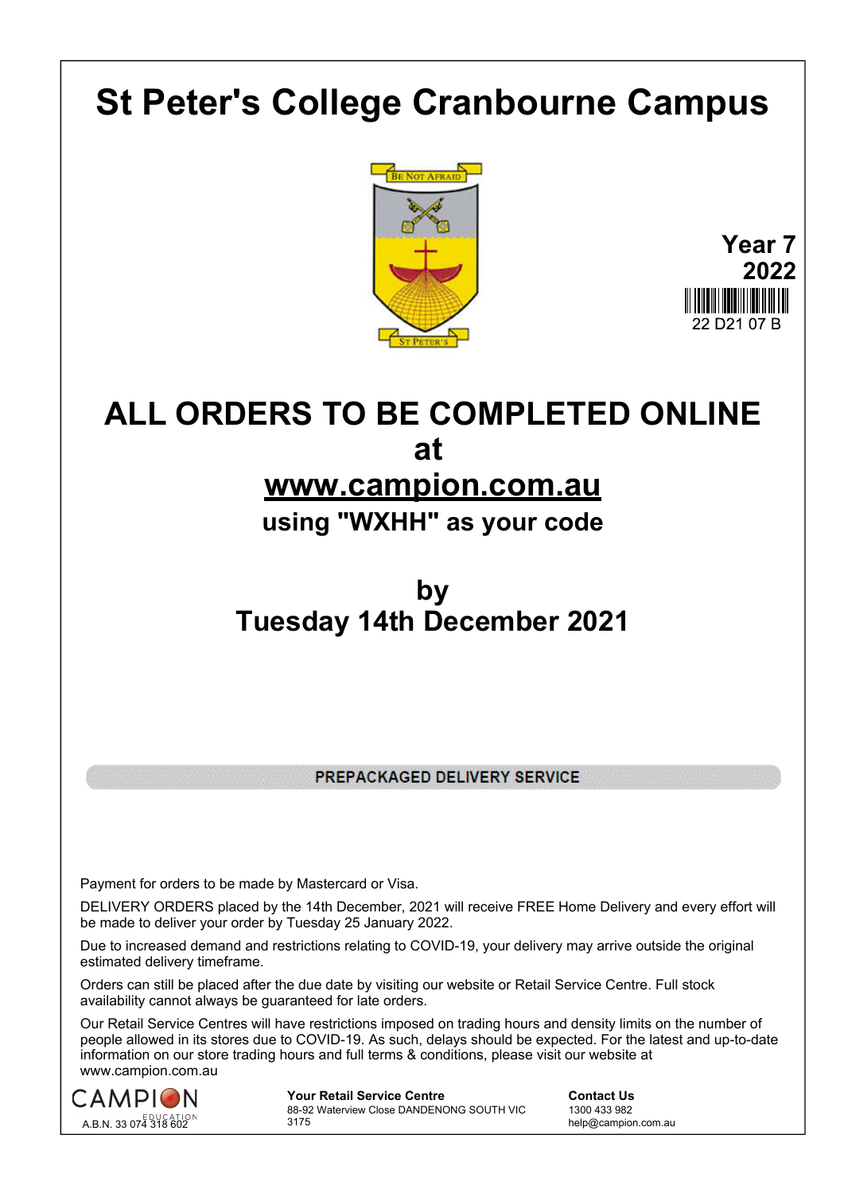# St Peter's College Cranbourne Campus

BE NOT AFRAID

ST PETER'S

**Year 7**
**2022**

22 D21 07 B

# ALL ORDERS TO BE COMPLETED ONLINE at www.campion.com.au

## using "WXHH" as your code

## by
## Tuesday 14th December 2021

**PREPACKAGED DELIVERY SERVICE**

Payment for orders to be made by Mastercard or Visa.

DELIVERY ORDERS placed by the 14th December, 2021 will receive FREE Home Delivery and every effort will be made to deliver your order by Tuesday 25 January 2022.

Due to increased demand and restrictions relating to COVID-19, your delivery may arrive outside the original estimated delivery timeframe.

Orders can still be placed after the due date by visiting our website or Retail Service Centre. Full stock availability cannot always be guaranteed for late orders.

Our Retail Service Centres will have restrictions imposed on trading hours and density limits on the number of people allowed in its stores due to COVID-19. As such, delays should be expected. For the latest and up-to-date information on our store trading hours and full terms & conditions, please visit our website at www.campion.com.au

CAMPION EDUCATION
A.B.N. 33 074 318 602

**Your Retail Service Centre**
88-92 Waterview Close DANDENONG SOUTH VIC 3175

**Contact Us**
1300 433 982
help@campion.com.au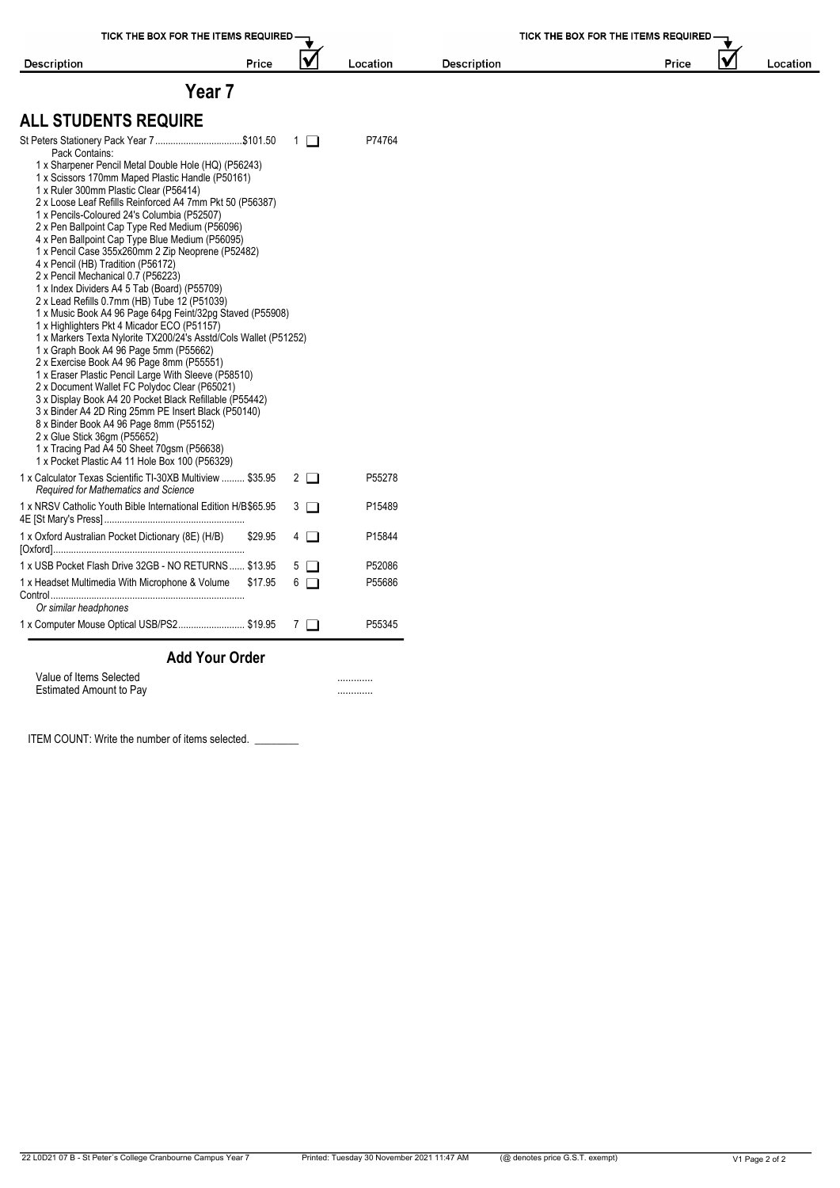TICK THE BOX FOR THE ITEMS REQUIRED

| Description | Price | ☑ | Location |
|---|---|---|---|

## Year 7

## ALL STUDENTS REQUIRE

| Description | Price | ☑ | Location |
|---|---|---|---|
| St Peters Stationery Pack Year 7 | $101.50 | 1 ☐ | P74764 |

Pack Contains:

- 1 x Sharpener Pencil Metal Double Hole (HQ) (P56243)
- 1 x Scissors 170mm Maped Plastic Handle (P50161)
- 1 x Ruler 300mm Plastic Clear (P56414)
- 2 x Loose Leaf Refills Reinforced A4 7mm Pkt 50 (P56387)
- 1 x Pencils-Coloured 24's Columbia (P52507)
- 2 x Pen Ballpoint Cap Type Red Medium (P56096)
- 4 x Pen Ballpoint Cap Type Blue Medium (P56095)
- 1 x Pencil Case 355x260mm 2 Zip Neoprene (P52482)
- 4 x Pencil (HB) Tradition (P56172)
- 2 x Pencil Mechanical 0.7 (P56223)
- 1 x Index Dividers A4 5 Tab (Board) (P55709)
- 2 x Lead Refills 0.7mm (HB) Tube 12 (P51039)
- 1 x Music Book A4 96 Page 64pg Feint/32pg Staved (P55908)
- 1 x Highlighters Pkt 4 Micador ECO (P51157)
- 1 x Markers Texta Nylorite TX200/24's Asstd/Cols Wallet (P51252)
- 1 x Graph Book A4 96 Page 5mm (P55662)
- 2 x Exercise Book A4 96 Page 8mm (P55551)
- 1 x Eraser Plastic Pencil Large With Sleeve (P58510)
- 2 x Document Wallet FC Polydoc Clear (P65021)
- 3 x Display Book A4 20 Pocket Black Refillable (P55442)
- 3 x Binder A4 2D Ring 25mm PE Insert Black (P50140)
- 8 x Binder Book A4 96 Page 8mm (P55152)
- 2 x Glue Stick 36gm (P55652)
- 1 x Tracing Pad A4 50 Sheet 70gsm (P56638)
- 1 x Pocket Plastic A4 11 Hole Box 100 (P56329)

| Description | Price | ☑ | Location |
|---|---|---|---|
| 1 x Calculator Texas Scientific TI-30XB Multiview *Required for Mathematics and Science* | $35.95 | 2 ☐ | P55278 |
| 1 x NRSV Catholic Youth Bible International Edition H/B 4E [St Mary's Press] | $65.95 | 3 ☐ | P15489 |
| 1 x Oxford Australian Pocket Dictionary (8E) (H/B) [Oxford] | $29.95 | 4 ☐ | P15844 |
| 1 x USB Pocket Flash Drive 32GB - NO RETURNS | $13.95 | 5 ☐ | P52086 |
| 1 x Headset Multimedia With Microphone & Volume Control *Or similar headphones* | $17.95 | 6 ☐ | P55686 |
| 1 x Computer Mouse Optical USB/PS2 | $19.95 | 7 ☐ | P55345 |

### Add Your Order

Value of Items Selected ............

Estimated Amount to Pay ............

ITEM COUNT: Write the number of items selected. ________

22 L0D21 07 B - St Peter's College Cranbourne Campus Year 7 — Printed: Tuesday 30 November 2021 11:47 AM — (@ denotes price G.S.T. exempt)